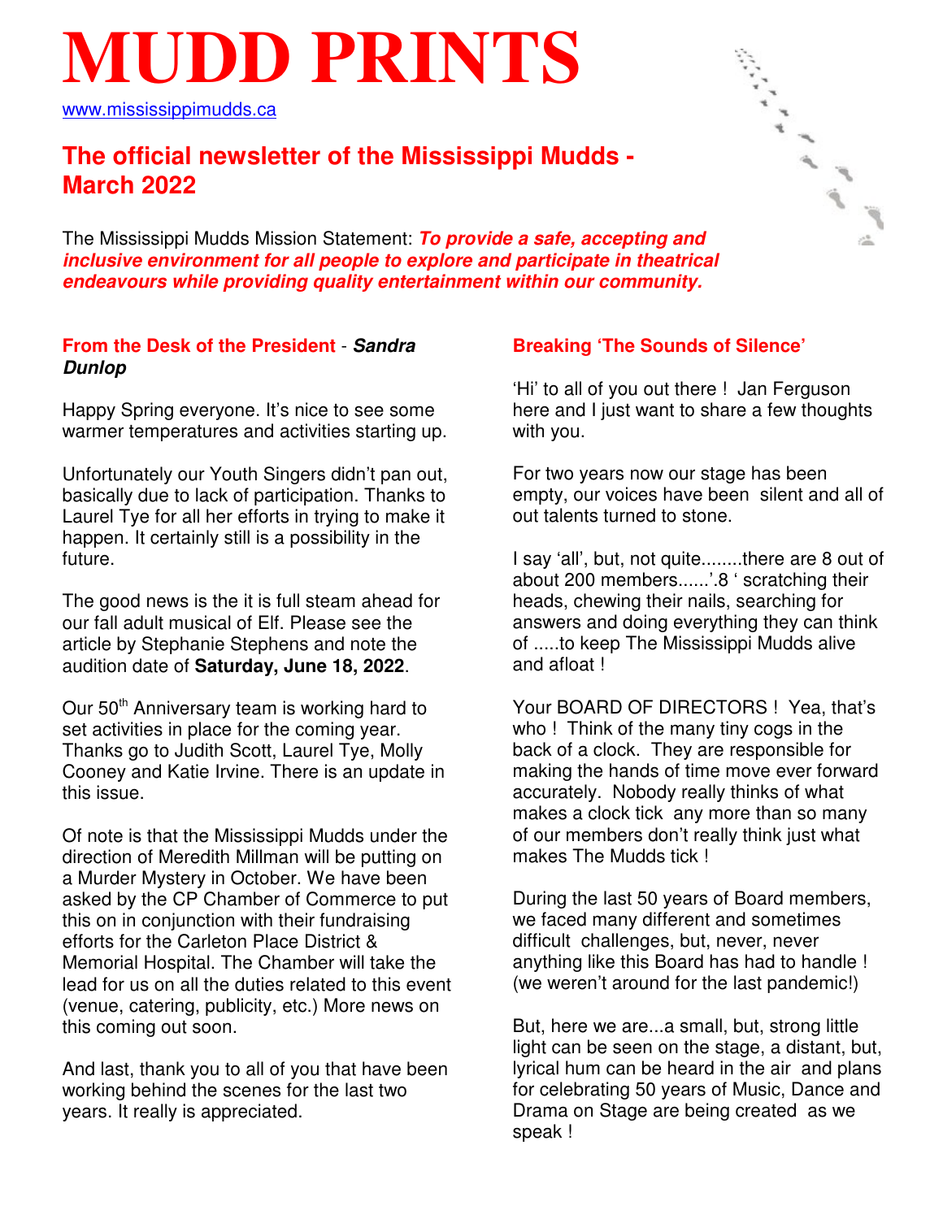# MUDD PRINTS

www.mississippimudds.ca

## The official newsletter of the Mississippi Mudds - March 2022

The Mississippi Mudds Mission Statement: ***To provide a safe, accepting and inclusive environment for all people to explore and participate in theatrical endeavours while providing quality entertainment within our community.***

### From the Desk of the President - *Sandra Dunlop*

Happy Spring everyone. It's nice to see some warmer temperatures and activities starting up.

Unfortunately our Youth Singers didn't pan out, basically due to lack of participation. Thanks to Laurel Tye for all her efforts in trying to make it happen. It certainly still is a possibility in the future.

The good news is the it is full steam ahead for our fall adult musical of Elf. Please see the article by Stephanie Stephens and note the audition date of **Saturday, June 18, 2022**.

Our 50th Anniversary team is working hard to set activities in place for the coming year. Thanks go to Judith Scott, Laurel Tye, Molly Cooney and Katie Irvine. There is an update in this issue.

Of note is that the Mississippi Mudds under the direction of Meredith Millman will be putting on a Murder Mystery in October. We have been asked by the CP Chamber of Commerce to put this on in conjunction with their fundraising efforts for the Carleton Place District & Memorial Hospital. The Chamber will take the lead for us on all the duties related to this event (venue, catering, publicity, etc.) More news on this coming out soon.

And last, thank you to all of you that have been working behind the scenes for the last two years. It really is appreciated.

### Breaking 'The Sounds of Silence'

'Hi' to all of you out there ! Jan Ferguson here and I just want to share a few thoughts with you.

For two years now our stage has been empty, our voices have been silent and all of out talents turned to stone.

I say 'all', but, not quite........there are 8 out of about 200 members......'.8 ' scratching their heads, chewing their nails, searching for answers and doing everything they can think of .....to keep The Mississippi Mudds alive and afloat !

Your BOARD OF DIRECTORS ! Yea, that's who ! Think of the many tiny cogs in the back of a clock. They are responsible for making the hands of time move ever forward accurately. Nobody really thinks of what makes a clock tick any more than so many of our members don't really think just what makes The Mudds tick !

During the last 50 years of Board members, we faced many different and sometimes difficult challenges, but, never, never anything like this Board has had to handle ! (we weren't around for the last pandemic!)

But, here we are...a small, but, strong little light can be seen on the stage, a distant, but, lyrical hum can be heard in the air and plans for celebrating 50 years of Music, Dance and Drama on Stage are being created as we speak !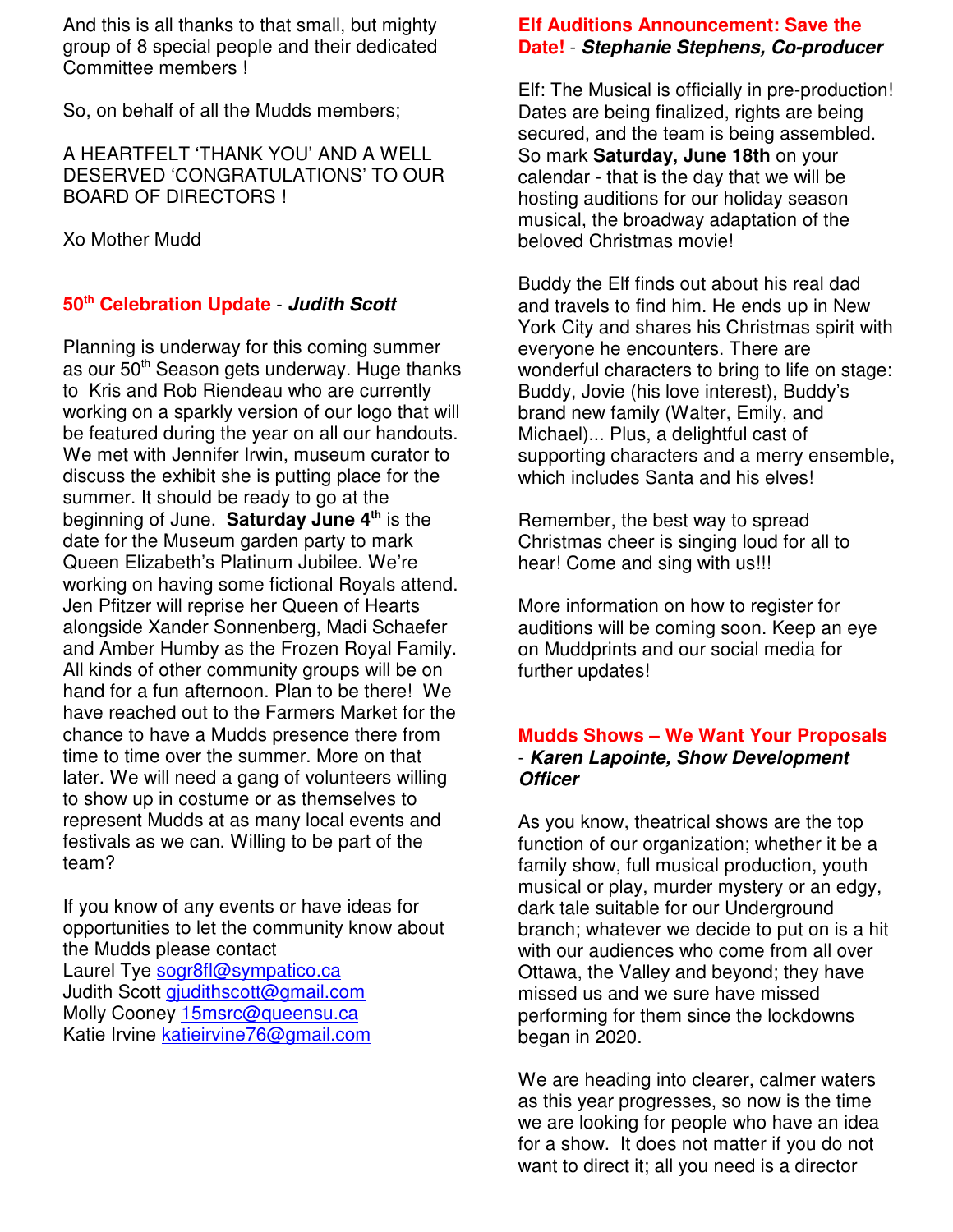And this is all thanks to that small, but mighty group of 8 special people and their dedicated Committee members !

So, on behalf of all the Mudds members;

A HEARTFELT 'THANK YOU' AND A WELL DESERVED 'CONGRATULATIONS' TO OUR BOARD OF DIRECTORS !

Xo Mother Mudd

## 50th Celebration Update - *Judith Scott*

Planning is underway for this coming summer as our 50th Season gets underway. Huge thanks to Kris and Rob Riendeau who are currently working on a sparkly version of our logo that will be featured during the year on all our handouts. We met with Jennifer Irwin, museum curator to discuss the exhibit she is putting place for the summer. It should be ready to go at the beginning of June. **Saturday June 4th** is the date for the Museum garden party to mark Queen Elizabeth's Platinum Jubilee. We're working on having some fictional Royals attend. Jen Pfitzer will reprise her Queen of Hearts alongside Xander Sonnenberg, Madi Schaefer and Amber Humby as the Frozen Royal Family. All kinds of other community groups will be on hand for a fun afternoon. Plan to be there! We have reached out to the Farmers Market for the chance to have a Mudds presence there from time to time over the summer. More on that later. We will need a gang of volunteers willing to show up in costume or as themselves to represent Mudds at as many local events and festivals as we can. Willing to be part of the team?

If you know of any events or have ideas for opportunities to let the community know about the Mudds please contact
Laurel Tye sogr8fl@sympatico.ca
Judith Scott gjudithscott@gmail.com
Molly Cooney 15msrc@queensu.ca
Katie Irvine katieirvine76@gmail.com

## Elf Auditions Announcement: Save the Date! - *Stephanie Stephens, Co-producer*

Elf: The Musical is officially in pre-production! Dates are being finalized, rights are being secured, and the team is being assembled. So mark **Saturday, June 18th** on your calendar - that is the day that we will be hosting auditions for our holiday season musical, the broadway adaptation of the beloved Christmas movie!

Buddy the Elf finds out about his real dad and travels to find him. He ends up in New York City and shares his Christmas spirit with everyone he encounters. There are wonderful characters to bring to life on stage: Buddy, Jovie (his love interest), Buddy's brand new family (Walter, Emily, and Michael)... Plus, a delightful cast of supporting characters and a merry ensemble, which includes Santa and his elves!

Remember, the best way to spread Christmas cheer is singing loud for all to hear! Come and sing with us!!!

More information on how to register for auditions will be coming soon. Keep an eye on Muddprints and our social media for further updates!

## Mudds Shows – We Want Your Proposals - *Karen Lapointe, Show Development Officer*

As you know, theatrical shows are the top function of our organization; whether it be a family show, full musical production, youth musical or play, murder mystery or an edgy, dark tale suitable for our Underground branch; whatever we decide to put on is a hit with our audiences who come from all over Ottawa, the Valley and beyond; they have missed us and we sure have missed performing for them since the lockdowns began in 2020.

We are heading into clearer, calmer waters as this year progresses, so now is the time we are looking for people who have an idea for a show. It does not matter if you do not want to direct it; all you need is a director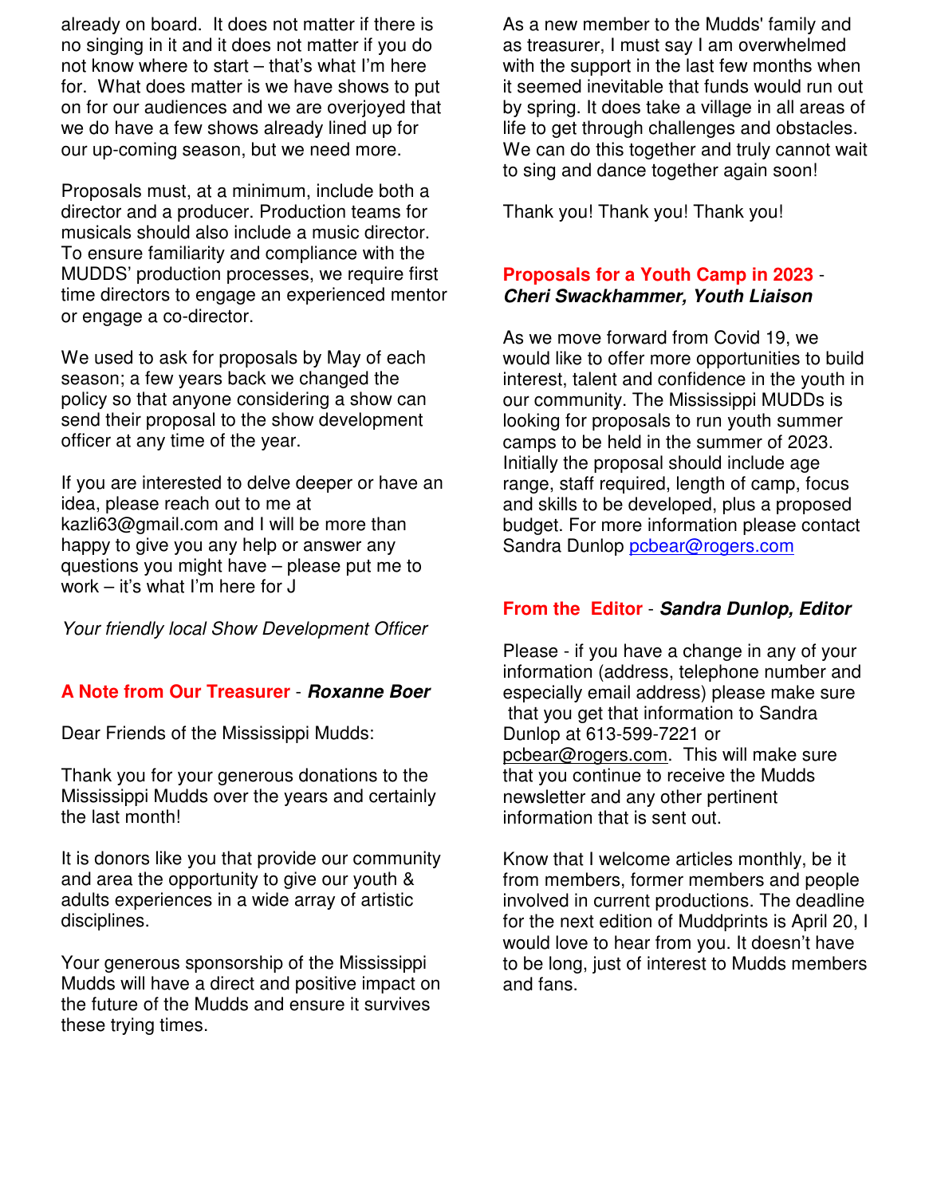already on board. It does not matter if there is no singing in it and it does not matter if you do not know where to start – that's what I'm here for. What does matter is we have shows to put on for our audiences and we are overjoyed that we do have a few shows already lined up for our up-coming season, but we need more.

Proposals must, at a minimum, include both a director and a producer. Production teams for musicals should also include a music director. To ensure familiarity and compliance with the MUDDS' production processes, we require first time directors to engage an experienced mentor or engage a co-director.

We used to ask for proposals by May of each season; a few years back we changed the policy so that anyone considering a show can send their proposal to the show development officer at any time of the year.

If you are interested to delve deeper or have an idea, please reach out to me at kazli63@gmail.com and I will be more than happy to give you any help or answer any questions you might have – please put me to work – it's what I'm here for J

*Your friendly local Show Development Officer*

## A Note from Our Treasurer - *Roxanne Boer*

Dear Friends of the Mississippi Mudds:

Thank you for your generous donations to the Mississippi Mudds over the years and certainly the last month!

It is donors like you that provide our community and area the opportunity to give our youth & adults experiences in a wide array of artistic disciplines.

Your generous sponsorship of the Mississippi Mudds will have a direct and positive impact on the future of the Mudds and ensure it survives these trying times.

As a new member to the Mudds' family and as treasurer, I must say I am overwhelmed with the support in the last few months when it seemed inevitable that funds would run out by spring. It does take a village in all areas of life to get through challenges and obstacles. We can do this together and truly cannot wait to sing and dance together again soon!

Thank you! Thank you! Thank you!

## Proposals for a Youth Camp in 2023 - *Cheri Swackhammer, Youth Liaison*

As we move forward from Covid 19, we would like to offer more opportunities to build interest, talent and confidence in the youth in our community. The Mississippi MUDDs is looking for proposals to run youth summer camps to be held in the summer of 2023. Initially the proposal should include age range, staff required, length of camp, focus and skills to be developed, plus a proposed budget. For more information please contact Sandra Dunlop pcbear@rogers.com

## From the Editor - *Sandra Dunlop, Editor*

Please - if you have a change in any of your information (address, telephone number and especially email address) please make sure that you get that information to Sandra Dunlop at 613-599-7221 or pcbear@rogers.com. This will make sure that you continue to receive the Mudds newsletter and any other pertinent information that is sent out.

Know that I welcome articles monthly, be it from members, former members and people involved in current productions. The deadline for the next edition of Muddprints is April 20, I would love to hear from you. It doesn't have to be long, just of interest to Mudds members and fans.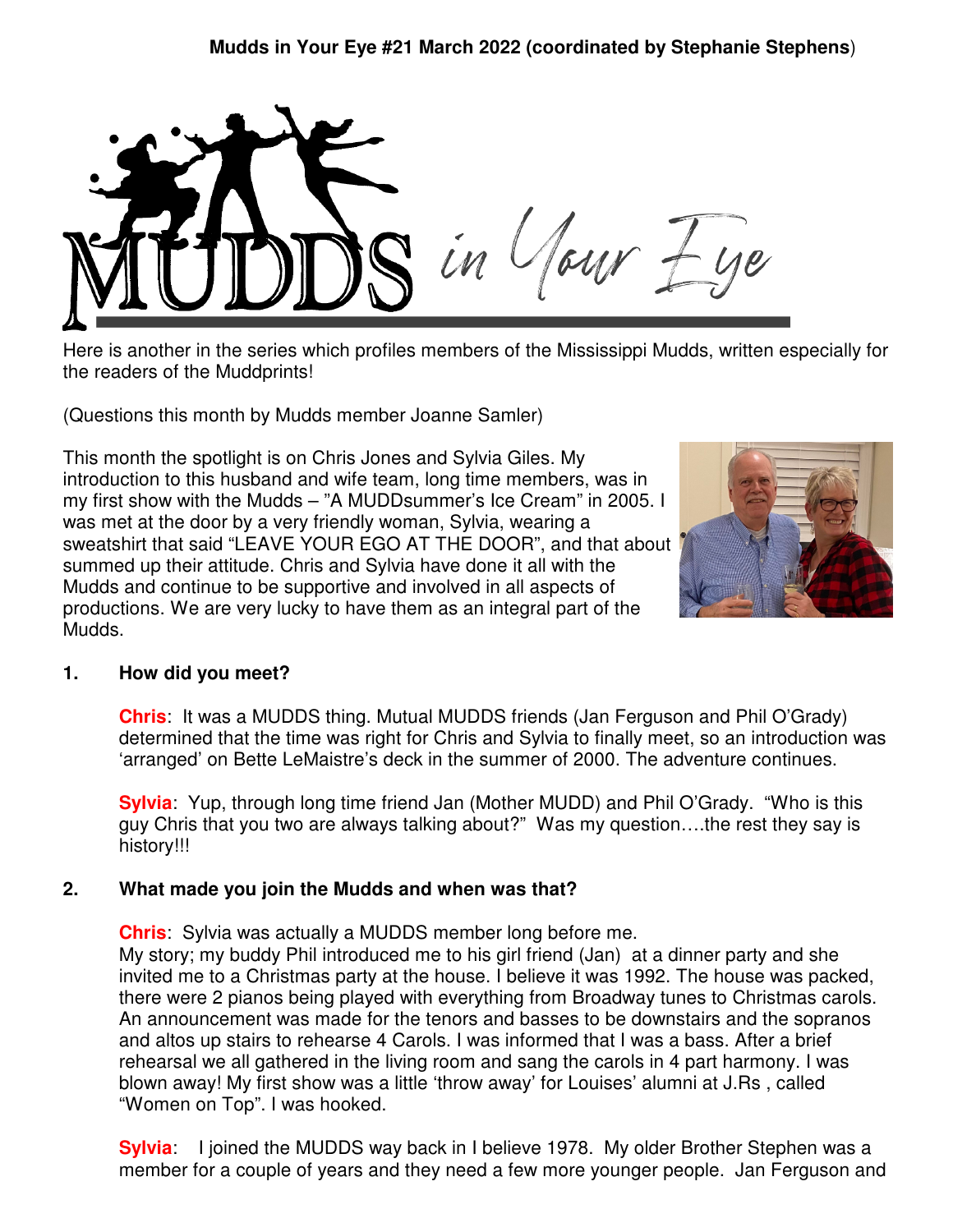**Mudds in Your Eye #21 March 2022 (coordinated by Stephanie Stephens)**

# MUDDS in Your Eye

Here is another in the series which profiles members of the Mississippi Mudds, written especially for the readers of the Muddprints!

(Questions this month by Mudds member Joanne Samler)

This month the spotlight is on Chris Jones and Sylvia Giles. My introduction to this husband and wife team, long time members, was in my first show with the Mudds – "A MUDDsummer's Ice Cream" in 2005. I was met at the door by a very friendly woman, Sylvia, wearing a sweatshirt that said "LEAVE YOUR EGO AT THE DOOR", and that about summed up their attitude. Chris and Sylvia have done it all with the Mudds and continue to be supportive and involved in all aspects of productions. We are very lucky to have them as an integral part of the Mudds.

**1. How did you meet?**

**Chris**: It was a MUDDS thing. Mutual MUDDS friends (Jan Ferguson and Phil O'Grady) determined that the time was right for Chris and Sylvia to finally meet, so an introduction was 'arranged' on Bette LeMaistre's deck in the summer of 2000. The adventure continues.

**Sylvia**: Yup, through long time friend Jan (Mother MUDD) and Phil O'Grady. "Who is this guy Chris that you two are always talking about?" Was my question….the rest they say is history!!!

**2. What made you join the Mudds and when was that?**

**Chris**: Sylvia was actually a MUDDS member long before me.
My story; my buddy Phil introduced me to his girl friend (Jan) at a dinner party and she invited me to a Christmas party at the house. I believe it was 1992. The house was packed, there were 2 pianos being played with everything from Broadway tunes to Christmas carols. An announcement was made for the tenors and basses to be downstairs and the sopranos and altos up stairs to rehearse 4 Carols. I was informed that I was a bass. After a brief rehearsal we all gathered in the living room and sang the carols in 4 part harmony. I was blown away! My first show was a little 'throw away' for Louises' alumni at J.Rs , called "Women on Top". I was hooked.

**Sylvia**: I joined the MUDDS way back in I believe 1978. My older Brother Stephen was a member for a couple of years and they need a few more younger people. Jan Ferguson and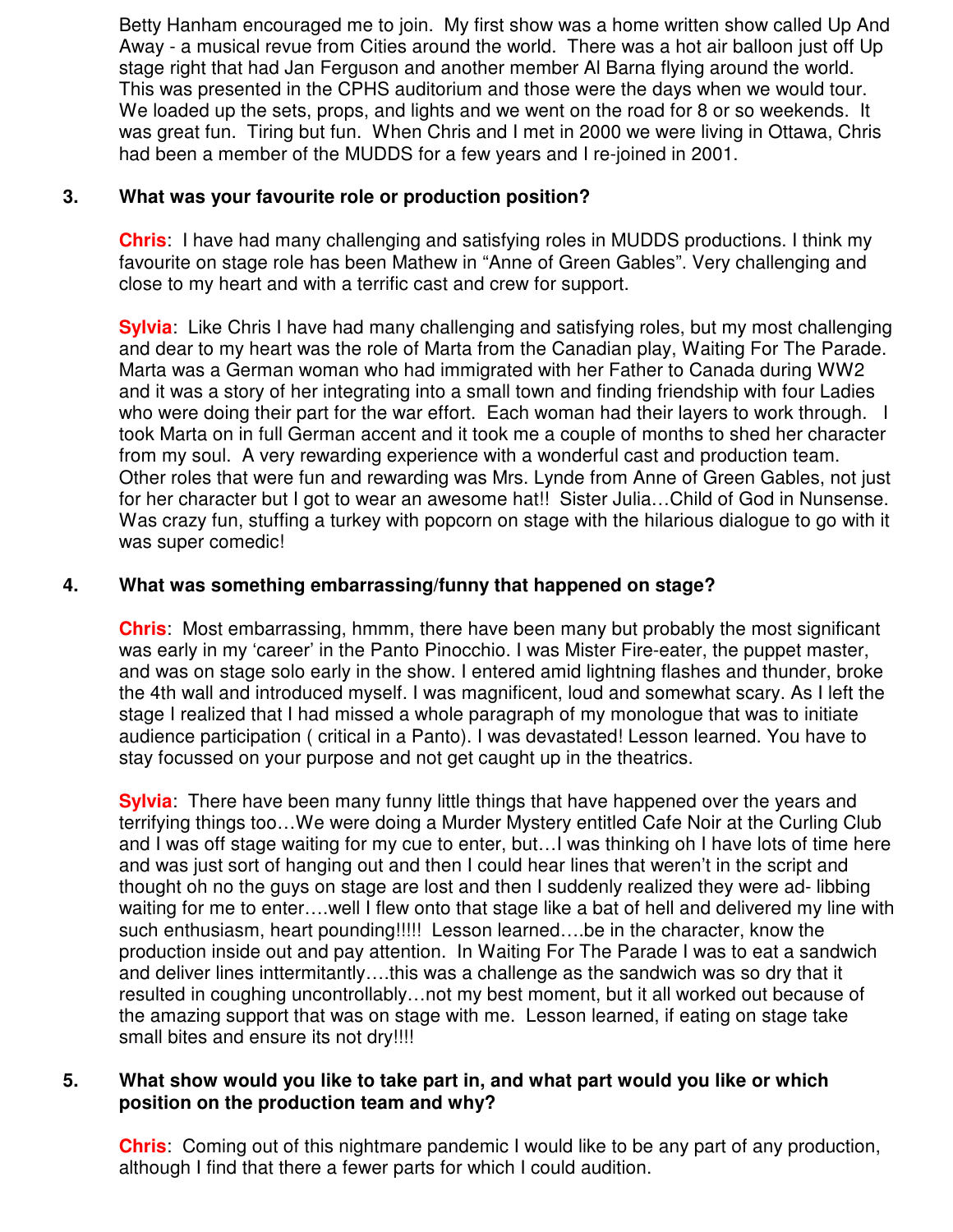Betty Hanham encouraged me to join. My first show was a home written show called Up And Away - a musical revue from Cities around the world. There was a hot air balloon just off Up stage right that had Jan Ferguson and another member Al Barna flying around the world. This was presented in the CPHS auditorium and those were the days when we would tour. We loaded up the sets, props, and lights and we went on the road for 8 or so weekends. It was great fun. Tiring but fun. When Chris and I met in 2000 we were living in Ottawa, Chris had been a member of the MUDDS for a few years and I re-joined in 2001.

**3. What was your favourite role or production position?**

**Chris**: I have had many challenging and satisfying roles in MUDDS productions. I think my favourite on stage role has been Mathew in "Anne of Green Gables". Very challenging and close to my heart and with a terrific cast and crew for support.

**Sylvia**: Like Chris I have had many challenging and satisfying roles, but my most challenging and dear to my heart was the role of Marta from the Canadian play, Waiting For The Parade. Marta was a German woman who had immigrated with her Father to Canada during WW2 and it was a story of her integrating into a small town and finding friendship with four Ladies who were doing their part for the war effort. Each woman had their layers to work through. I took Marta on in full German accent and it took me a couple of months to shed her character from my soul. A very rewarding experience with a wonderful cast and production team. Other roles that were fun and rewarding was Mrs. Lynde from Anne of Green Gables, not just for her character but I got to wear an awesome hat!! Sister Julia…Child of God in Nunsense. Was crazy fun, stuffing a turkey with popcorn on stage with the hilarious dialogue to go with it was super comedic!

**4. What was something embarrassing/funny that happened on stage?**

**Chris**: Most embarrassing, hmmm, there have been many but probably the most significant was early in my 'career' in the Panto Pinocchio. I was Mister Fire-eater, the puppet master, and was on stage solo early in the show. I entered amid lightning flashes and thunder, broke the 4th wall and introduced myself. I was magnificent, loud and somewhat scary. As I left the stage I realized that I had missed a whole paragraph of my monologue that was to initiate audience participation ( critical in a Panto). I was devastated! Lesson learned. You have to stay focussed on your purpose and not get caught up in the theatrics.

**Sylvia**: There have been many funny little things that have happened over the years and terrifying things too…We were doing a Murder Mystery entitled Cafe Noir at the Curling Club and I was off stage waiting for my cue to enter, but…I was thinking oh I have lots of time here and was just sort of hanging out and then I could hear lines that weren't in the script and thought oh no the guys on stage are lost and then I suddenly realized they were ad- libbing waiting for me to enter….well I flew onto that stage like a bat of hell and delivered my line with such enthusiasm, heart pounding!!!!! Lesson learned….be in the character, know the production inside out and pay attention. In Waiting For The Parade I was to eat a sandwich and deliver lines inttermitantly….this was a challenge as the sandwich was so dry that it resulted in coughing uncontrollably…not my best moment, but it all worked out because of the amazing support that was on stage with me. Lesson learned, if eating on stage take small bites and ensure its not dry!!!!

**5. What show would you like to take part in, and what part would you like or which position on the production team and why?**

**Chris**: Coming out of this nightmare pandemic I would like to be any part of any production, although I find that there a fewer parts for which I could audition.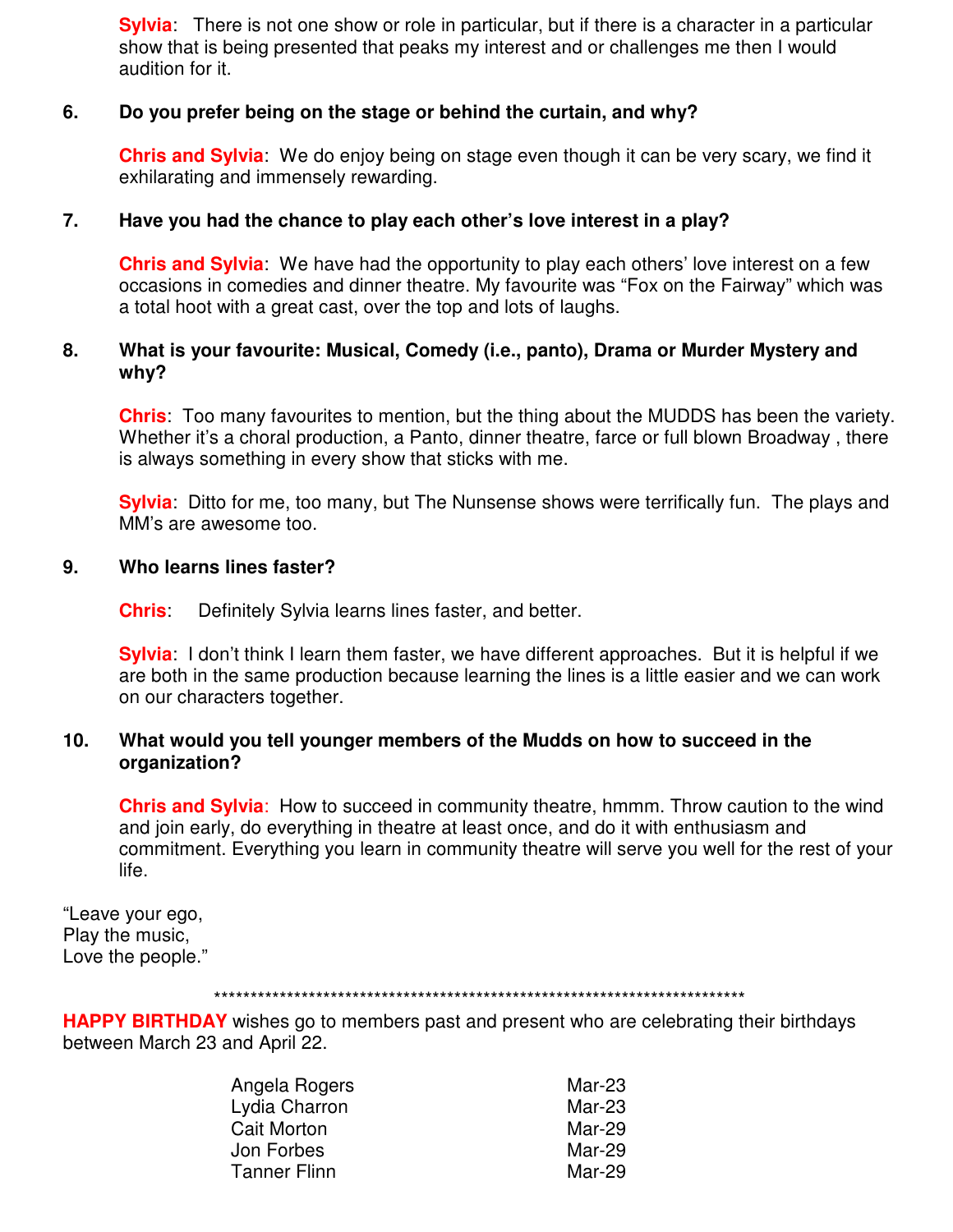**Sylvia**: There is not one show or role in particular, but if there is a character in a particular show that is being presented that peaks my interest and or challenges me then I would audition for it.

**6. Do you prefer being on the stage or behind the curtain, and why?**

**Chris and Sylvia**: We do enjoy being on stage even though it can be very scary, we find it exhilarating and immensely rewarding.

**7. Have you had the chance to play each other's love interest in a play?**

**Chris and Sylvia**: We have had the opportunity to play each others' love interest on a few occasions in comedies and dinner theatre. My favourite was "Fox on the Fairway" which was a total hoot with a great cast, over the top and lots of laughs.

**8. What is your favourite: Musical, Comedy (i.e., panto), Drama or Murder Mystery and why?**

**Chris**: Too many favourites to mention, but the thing about the MUDDS has been the variety. Whether it's a choral production, a Panto, dinner theatre, farce or full blown Broadway , there is always something in every show that sticks with me.

**Sylvia**: Ditto for me, too many, but The Nunsense shows were terrifically fun. The plays and MM's are awesome too.

**9. Who learns lines faster?**

**Chris**: Definitely Sylvia learns lines faster, and better.

**Sylvia**: I don't think I learn them faster, we have different approaches. But it is helpful if we are both in the same production because learning the lines is a little easier and we can work on our characters together.

**10. What would you tell younger members of the Mudds on how to succeed in the organization?**

**Chris and Sylvia**: How to succeed in community theatre, hmmm. Throw caution to the wind and join early, do everything in theatre at least once, and do it with enthusiasm and commitment. Everything you learn in community theatre will serve you well for the rest of your life.

"Leave your ego,
Play the music,
Love the people."

***************************************************************************

**HAPPY BIRTHDAY** wishes go to members past and present who are celebrating their birthdays between March 23 and April 22.

| | |
|---|---|
| Angela Rogers | Mar-23 |
| Lydia Charron | Mar-23 |
| Cait Morton | Mar-29 |
| Jon Forbes | Mar-29 |
| Tanner Flinn | Mar-29 |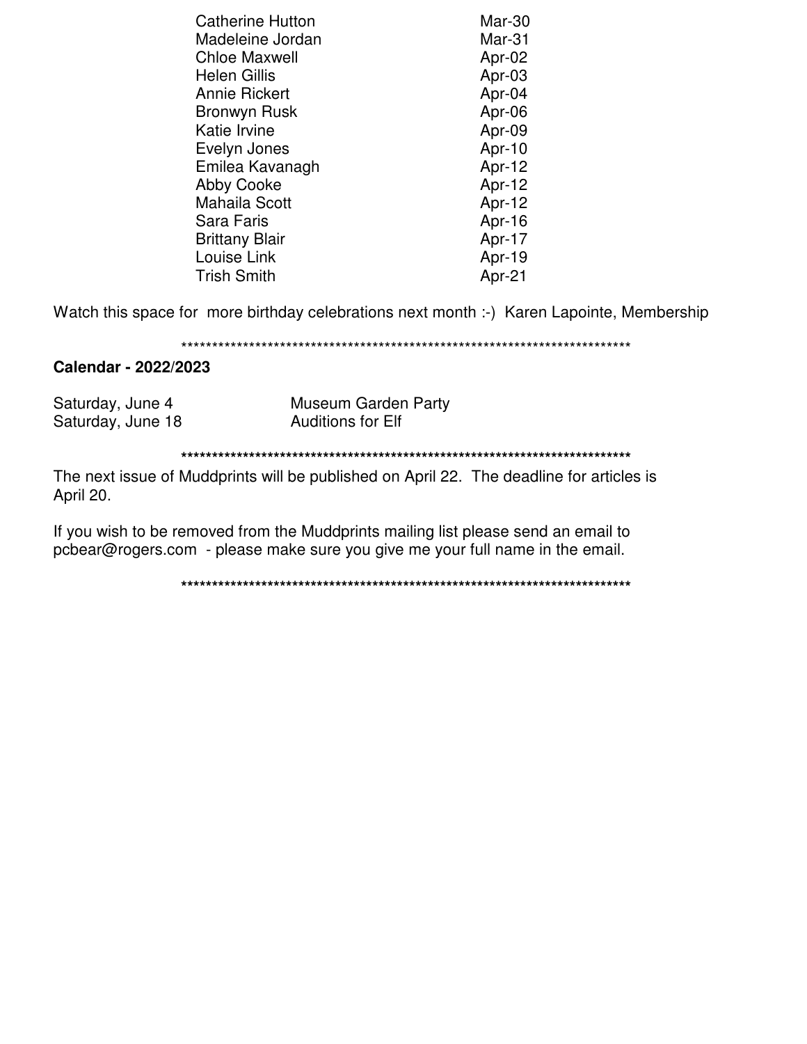| | |
|---|---|
| Catherine Hutton | Mar-30 |
| Madeleine Jordan | Mar-31 |
| Chloe Maxwell | Apr-02 |
| Helen Gillis | Apr-03 |
| Annie Rickert | Apr-04 |
| Bronwyn Rusk | Apr-06 |
| Katie Irvine | Apr-09 |
| Evelyn Jones | Apr-10 |
| Emilea Kavanagh | Apr-12 |
| Abby Cooke | Apr-12 |
| Mahaila Scott | Apr-12 |
| Sara Faris | Apr-16 |
| Brittany Blair | Apr-17 |
| Louise Link | Apr-19 |
| Trish Smith | Apr-21 |

Watch this space for more birthday celebrations next month :-) Karen Lapointe, Membership

****************************************************************************

**Calendar - 2022/2023**

| | |
|---|---|
| Saturday, June 4 | Museum Garden Party |
| Saturday, June 18 | Auditions for Elf |

****************************************************************************

The next issue of Muddprints will be published on April 22. The deadline for articles is April 20.

If you wish to be removed from the Muddprints mailing list please send an email to pcbear@rogers.com - please make sure you give me your full name in the email.

****************************************************************************